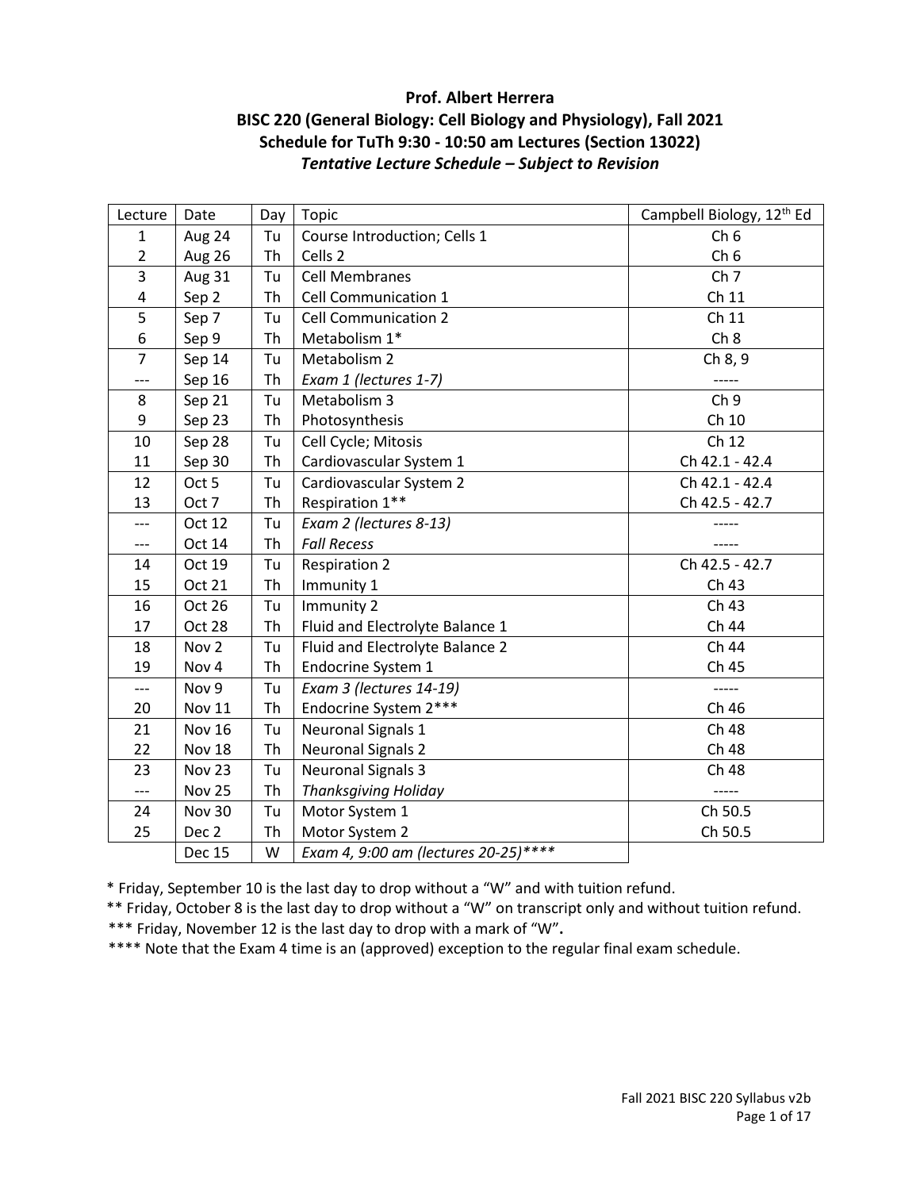**Prof. Albert Herrera**

**BISC 220 (General Biology: Cell Biology and Physiology), Fall 2021**

**Schedule for TuTh 9:30 - 10:50 am Lectures (Section 13022)**

***Tentative Lecture Schedule – Subject to Revision***

| Lecture | Date | Day | Topic | Campbell Biology, 12th Ed |
|---|---|---|---|---|
| 1 | Aug 24 | Tu | Course Introduction; Cells 1 | Ch 6 |
| 2 | Aug 26 | Th | Cells 2 | Ch 6 |
| 3 | Aug 31 | Tu | Cell Membranes | Ch 7 |
| 4 | Sep 2 | Th | Cell Communication 1 | Ch 11 |
| 5 | Sep 7 | Tu | Cell Communication 2 | Ch 11 |
| 6 | Sep 9 | Th | Metabolism 1* | Ch 8 |
| 7 | Sep 14 | Tu | Metabolism 2 | Ch 8, 9 |
| --- | Sep 16 | Th | *Exam 1 (lectures 1-7)* | ----- |
| 8 | Sep 21 | Tu | Metabolism 3 | Ch 9 |
| 9 | Sep 23 | Th | Photosynthesis | Ch 10 |
| 10 | Sep 28 | Tu | Cell Cycle; Mitosis | Ch 12 |
| 11 | Sep 30 | Th | Cardiovascular System 1 | Ch 42.1 - 42.4 |
| 12 | Oct 5 | Tu | Cardiovascular System 2 | Ch 42.1 - 42.4 |
| 13 | Oct 7 | Th | Respiration 1** | Ch 42.5 - 42.7 |
| --- | Oct 12 | Tu | *Exam 2 (lectures 8-13)* | ----- |
| --- | Oct 14 | Th | *Fall Recess* | ----- |
| 14 | Oct 19 | Tu | Respiration 2 | Ch 42.5 - 42.7 |
| 15 | Oct 21 | Th | Immunity 1 | Ch 43 |
| 16 | Oct 26 | Tu | Immunity 2 | Ch 43 |
| 17 | Oct 28 | Th | Fluid and Electrolyte Balance 1 | Ch 44 |
| 18 | Nov 2 | Tu | Fluid and Electrolyte Balance 2 | Ch 44 |
| 19 | Nov 4 | Th | Endocrine System 1 | Ch 45 |
| --- | Nov 9 | Tu | *Exam 3 (lectures 14-19)* | ----- |
| 20 | Nov 11 | Th | Endocrine System 2*** | Ch 46 |
| 21 | Nov 16 | Tu | Neuronal Signals 1 | Ch 48 |
| 22 | Nov 18 | Th | Neuronal Signals 2 | Ch 48 |
| 23 | Nov 23 | Tu | Neuronal Signals 3 | Ch 48 |
| --- | Nov 25 | Th | *Thanksgiving Holiday* | ----- |
| 24 | Nov 30 | Tu | Motor System 1 | Ch 50.5 |
| 25 | Dec 2 | Th | Motor System 2 | Ch 50.5 |
| | Dec 15 | W | *Exam 4, 9:00 am (lectures 20-25)**** * | |

\* Friday, September 10 is the last day to drop without a "W" and with tuition refund.

** Friday, October 8 is the last day to drop without a "W" on transcript only and without tuition refund.

*** Friday, November 12 is the last day to drop with a mark of "W"**.**

**** Note that the Exam 4 time is an (approved) exception to the regular final exam schedule.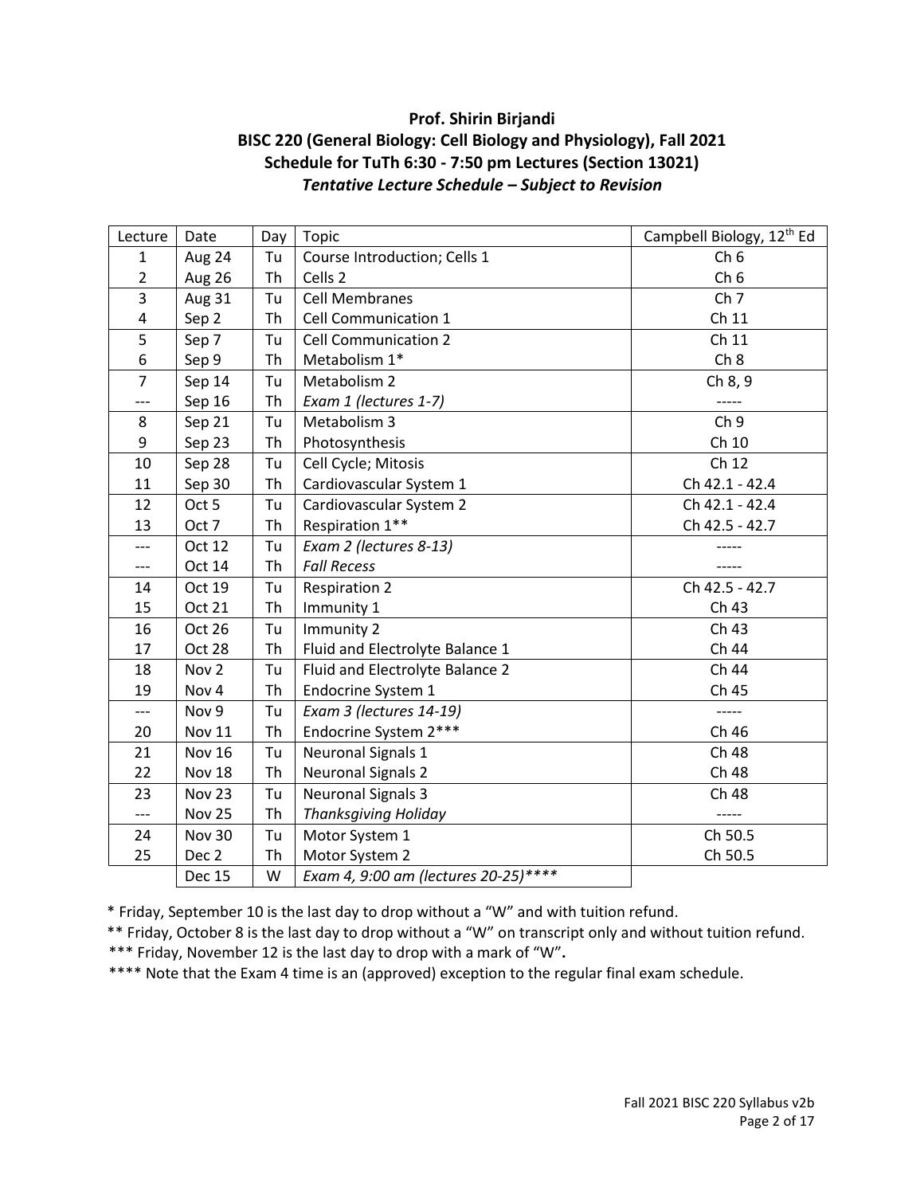**Prof. Shirin Birjandi**
**BISC 220 (General Biology: Cell Biology and Physiology), Fall 2021**
**Schedule for TuTh 6:30 - 7:50 pm Lectures (Section 13021)**
***Tentative Lecture Schedule – Subject to Revision***

| Lecture | Date | Day | Topic | Campbell Biology, 12th Ed |
|---|---|---|---|---|
| 1 | Aug 24 | Tu | Course Introduction; Cells 1 | Ch 6 |
| 2 | Aug 26 | Th | Cells 2 | Ch 6 |
| 3 | Aug 31 | Tu | Cell Membranes | Ch 7 |
| 4 | Sep 2 | Th | Cell Communication 1 | Ch 11 |
| 5 | Sep 7 | Tu | Cell Communication 2 | Ch 11 |
| 6 | Sep 9 | Th | Metabolism 1* | Ch 8 |
| 7 | Sep 14 | Tu | Metabolism 2 | Ch 8, 9 |
| --- | Sep 16 | Th | *Exam 1 (lectures 1-7)* | ----- |
| 8 | Sep 21 | Tu | Metabolism 3 | Ch 9 |
| 9 | Sep 23 | Th | Photosynthesis | Ch 10 |
| 10 | Sep 28 | Tu | Cell Cycle; Mitosis | Ch 12 |
| 11 | Sep 30 | Th | Cardiovascular System 1 | Ch 42.1 - 42.4 |
| 12 | Oct 5 | Tu | Cardiovascular System 2 | Ch 42.1 - 42.4 |
| 13 | Oct 7 | Th | Respiration 1** | Ch 42.5 - 42.7 |
| --- | Oct 12 | Tu | *Exam 2 (lectures 8-13)* | ----- |
| --- | Oct 14 | Th | *Fall Recess* | ----- |
| 14 | Oct 19 | Tu | Respiration 2 | Ch 42.5 - 42.7 |
| 15 | Oct 21 | Th | Immunity 1 | Ch 43 |
| 16 | Oct 26 | Tu | Immunity 2 | Ch 43 |
| 17 | Oct 28 | Th | Fluid and Electrolyte Balance 1 | Ch 44 |
| 18 | Nov 2 | Tu | Fluid and Electrolyte Balance 2 | Ch 44 |
| 19 | Nov 4 | Th | Endocrine System 1 | Ch 45 |
| --- | Nov 9 | Tu | *Exam 3 (lectures 14-19)* | ----- |
| 20 | Nov 11 | Th | Endocrine System 2*** | Ch 46 |
| 21 | Nov 16 | Tu | Neuronal Signals 1 | Ch 48 |
| 22 | Nov 18 | Th | Neuronal Signals 2 | Ch 48 |
| 23 | Nov 23 | Tu | Neuronal Signals 3 | Ch 48 |
| --- | Nov 25 | Th | *Thanksgiving Holiday* | ----- |
| 24 | Nov 30 | Tu | Motor System 1 | Ch 50.5 |
| 25 | Dec 2 | Th | Motor System 2 | Ch 50.5 |
| | Dec 15 | W | *Exam 4, 9:00 am (lectures 20-25)**** | |

\* Friday, September 10 is the last day to drop without a "W" and with tuition refund.

** Friday, October 8 is the last day to drop without a "W" on transcript only and without tuition refund.

*** Friday, November 12 is the last day to drop with a mark of "W"**.**

**** Note that the Exam 4 time is an (approved) exception to the regular final exam schedule.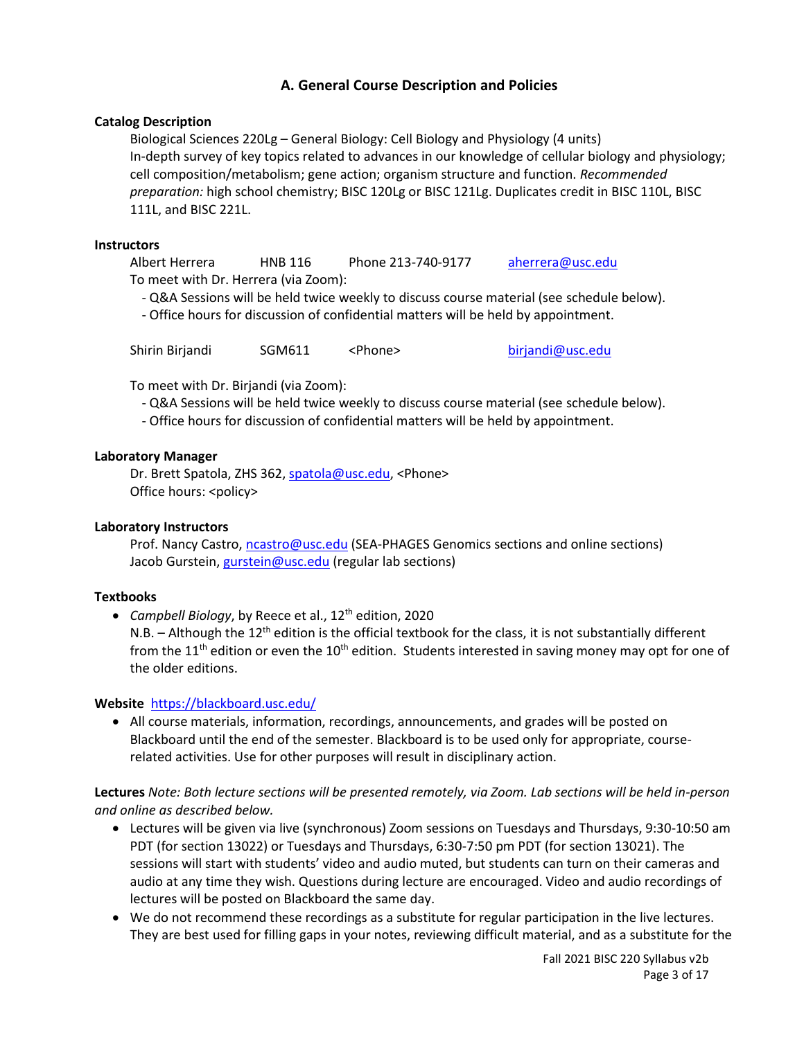## A. General Course Description and Policies

**Catalog Description**

Biological Sciences 220Lg – General Biology: Cell Biology and Physiology (4 units)
In-depth survey of key topics related to advances in our knowledge of cellular biology and physiology; cell composition/metabolism; gene action; organism structure and function. *Recommended preparation:* high school chemistry; BISC 120Lg or BISC 121Lg. Duplicates credit in BISC 110L, BISC 111L, and BISC 221L.

**Instructors**

Albert Herrera HNB 116 Phone 213-740-9177 aherrera@usc.edu
To meet with Dr. Herrera (via Zoom):

- Q&A Sessions will be held twice weekly to discuss course material (see schedule below).
- Office hours for discussion of confidential matters will be held by appointment.

Shirin Birjandi SGM611 <Phone> birjandi@usc.edu

To meet with Dr. Birjandi (via Zoom):

- Q&A Sessions will be held twice weekly to discuss course material (see schedule below).
- Office hours for discussion of confidential matters will be held by appointment.

**Laboratory Manager**

Dr. Brett Spatola, ZHS 362, spatola@usc.edu, <Phone>
Office hours: <policy>

**Laboratory Instructors**

Prof. Nancy Castro, ncastro@usc.edu (SEA-PHAGES Genomics sections and online sections)
Jacob Gurstein, gurstein@usc.edu (regular lab sections)

**Textbooks**

- *Campbell Biology*, by Reece et al., 12th edition, 2020
  N.B. – Although the 12th edition is the official textbook for the class, it is not substantially different from the 11th edition or even the 10th edition. Students interested in saving money may opt for one of the older editions.

**Website** https://blackboard.usc.edu/

- All course materials, information, recordings, announcements, and grades will be posted on Blackboard until the end of the semester. Blackboard is to be used only for appropriate, course-related activities. Use for other purposes will result in disciplinary action.

**Lectures** *Note: Both lecture sections will be presented remotely, via Zoom. Lab sections will be held in-person and online as described below.*

- Lectures will be given via live (synchronous) Zoom sessions on Tuesdays and Thursdays, 9:30-10:50 am PDT (for section 13022) or Tuesdays and Thursdays, 6:30-7:50 pm PDT (for section 13021). The sessions will start with students' video and audio muted, but students can turn on their cameras and audio at any time they wish. Questions during lecture are encouraged. Video and audio recordings of lectures will be posted on Blackboard the same day.
- We do not recommend these recordings as a substitute for regular participation in the live lectures. They are best used for filling gaps in your notes, reviewing difficult material, and as a substitute for the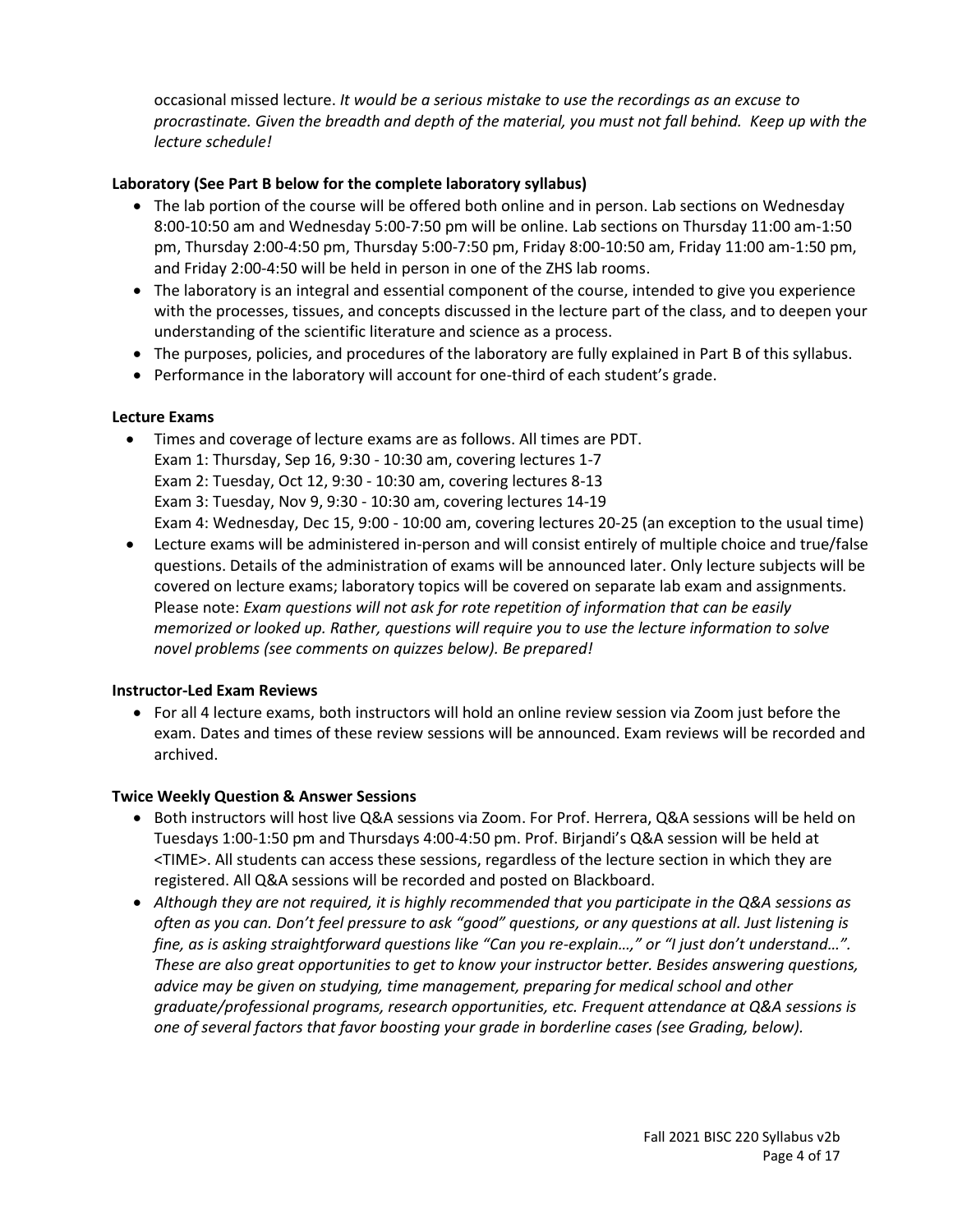occasional missed lecture. *It would be a serious mistake to use the recordings as an excuse to procrastinate. Given the breadth and depth of the material, you must not fall behind. Keep up with the lecture schedule!*

**Laboratory (See Part B below for the complete laboratory syllabus)**

- The lab portion of the course will be offered both online and in person. Lab sections on Wednesday 8:00-10:50 am and Wednesday 5:00-7:50 pm will be online. Lab sections on Thursday 11:00 am-1:50 pm, Thursday 2:00-4:50 pm, Thursday 5:00-7:50 pm, Friday 8:00-10:50 am, Friday 11:00 am-1:50 pm, and Friday 2:00-4:50 will be held in person in one of the ZHS lab rooms.
- The laboratory is an integral and essential component of the course, intended to give you experience with the processes, tissues, and concepts discussed in the lecture part of the class, and to deepen your understanding of the scientific literature and science as a process.
- The purposes, policies, and procedures of the laboratory are fully explained in Part B of this syllabus.
- Performance in the laboratory will account for one-third of each student's grade.

**Lecture Exams**

- Times and coverage of lecture exams are as follows. All times are PDT.
  Exam 1: Thursday, Sep 16, 9:30 - 10:30 am, covering lectures 1-7
  Exam 2: Tuesday, Oct 12, 9:30 - 10:30 am, covering lectures 8-13
  Exam 3: Tuesday, Nov 9, 9:30 - 10:30 am, covering lectures 14-19
  Exam 4: Wednesday, Dec 15, 9:00 - 10:00 am, covering lectures 20-25 (an exception to the usual time)
- Lecture exams will be administered in-person and will consist entirely of multiple choice and true/false questions. Details of the administration of exams will be announced later. Only lecture subjects will be covered on lecture exams; laboratory topics will be covered on separate lab exam and assignments. Please note: *Exam questions will not ask for rote repetition of information that can be easily memorized or looked up. Rather, questions will require you to use the lecture information to solve novel problems (see comments on quizzes below). Be prepared!*

**Instructor-Led Exam Reviews**

- For all 4 lecture exams, both instructors will hold an online review session via Zoom just before the exam. Dates and times of these review sessions will be announced. Exam reviews will be recorded and archived.

**Twice Weekly Question & Answer Sessions**

- Both instructors will host live Q&A sessions via Zoom. For Prof. Herrera, Q&A sessions will be held on Tuesdays 1:00-1:50 pm and Thursdays 4:00-4:50 pm. Prof. Birjandi's Q&A session will be held at <TIME>. All students can access these sessions, regardless of the lecture section in which they are registered. All Q&A sessions will be recorded and posted on Blackboard.
- *Although they are not required, it is highly recommended that you participate in the Q&A sessions as often as you can. Don't feel pressure to ask "good" questions, or any questions at all. Just listening is fine, as is asking straightforward questions like "Can you re-explain…," or "I just don't understand…". These are also great opportunities to get to know your instructor better. Besides answering questions, advice may be given on studying, time management, preparing for medical school and other graduate/professional programs, research opportunities, etc. Frequent attendance at Q&A sessions is one of several factors that favor boosting your grade in borderline cases (see Grading, below).*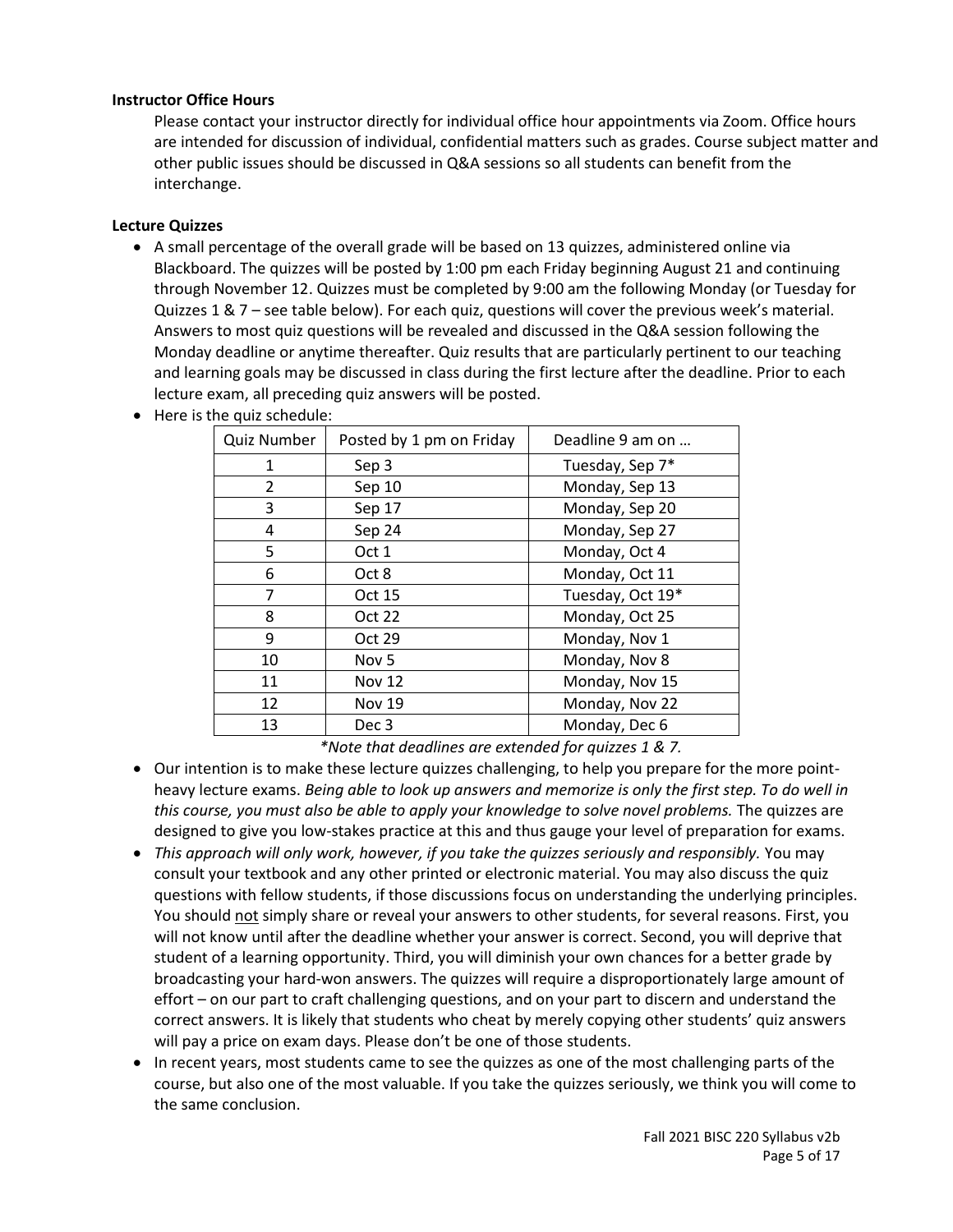**Instructor Office Hours**

Please contact your instructor directly for individual office hour appointments via Zoom. Office hours are intended for discussion of individual, confidential matters such as grades. Course subject matter and other public issues should be discussed in Q&A sessions so all students can benefit from the interchange.

**Lecture Quizzes**

- A small percentage of the overall grade will be based on 13 quizzes, administered online via Blackboard. The quizzes will be posted by 1:00 pm each Friday beginning August 21 and continuing through November 12. Quizzes must be completed by 9:00 am the following Monday (or Tuesday for Quizzes 1 & 7 – see table below). For each quiz, questions will cover the previous week's material. Answers to most quiz questions will be revealed and discussed in the Q&A session following the Monday deadline or anytime thereafter. Quiz results that are particularly pertinent to our teaching and learning goals may be discussed in class during the first lecture after the deadline. Prior to each lecture exam, all preceding quiz answers will be posted.
- Here is the quiz schedule:

| Quiz Number | Posted by 1 pm on Friday | Deadline 9 am on … |
|---|---|---|
| 1 | Sep 3 | Tuesday, Sep 7* |
| 2 | Sep 10 | Monday, Sep 13 |
| 3 | Sep 17 | Monday, Sep 20 |
| 4 | Sep 24 | Monday, Sep 27 |
| 5 | Oct 1 | Monday, Oct 4 |
| 6 | Oct 8 | Monday, Oct 11 |
| 7 | Oct 15 | Tuesday, Oct 19* |
| 8 | Oct 22 | Monday, Oct 25 |
| 9 | Oct 29 | Monday, Nov 1 |
| 10 | Nov 5 | Monday, Nov 8 |
| 11 | Nov 12 | Monday, Nov 15 |
| 12 | Nov 19 | Monday, Nov 22 |
| 13 | Dec 3 | Monday, Dec 6 |

*\*Note that deadlines are extended for quizzes 1 & 7.*

- Our intention is to make these lecture quizzes challenging, to help you prepare for the more point-heavy lecture exams. *Being able to look up answers and memorize is only the first step. To do well in this course, you must also be able to apply your knowledge to solve novel problems.* The quizzes are designed to give you low-stakes practice at this and thus gauge your level of preparation for exams.
- *This approach will only work, however, if you take the quizzes seriously and responsibly.* You may consult your textbook and any other printed or electronic material. You may also discuss the quiz questions with fellow students, if those discussions focus on understanding the underlying principles. You should <u>not</u> simply share or reveal your answers to other students, for several reasons. First, you will not know until after the deadline whether your answer is correct. Second, you will deprive that student of a learning opportunity. Third, you will diminish your own chances for a better grade by broadcasting your hard-won answers. The quizzes will require a disproportionately large amount of effort – on our part to craft challenging questions, and on your part to discern and understand the correct answers. It is likely that students who cheat by merely copying other students' quiz answers will pay a price on exam days. Please don't be one of those students.
- In recent years, most students came to see the quizzes as one of the most challenging parts of the course, but also one of the most valuable. If you take the quizzes seriously, we think you will come to the same conclusion.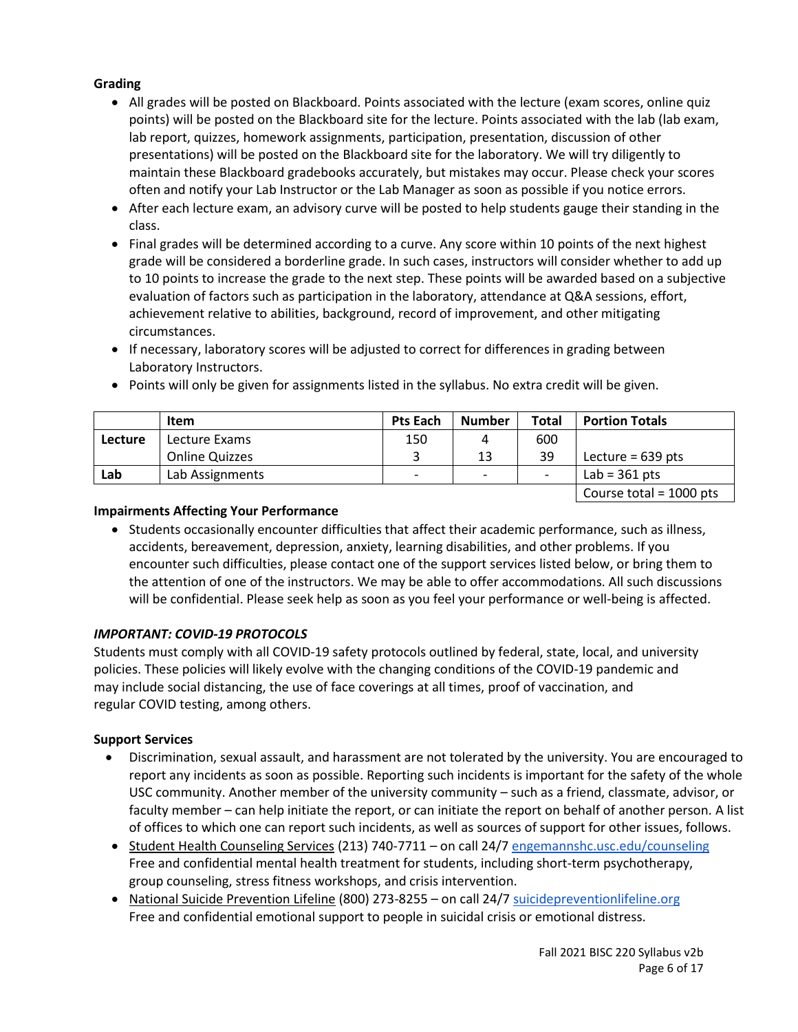**Grading**

- All grades will be posted on Blackboard. Points associated with the lecture (exam scores, online quiz points) will be posted on the Blackboard site for the lecture. Points associated with the lab (lab exam, lab report, quizzes, homework assignments, participation, presentation, discussion of other presentations) will be posted on the Blackboard site for the laboratory. We will try diligently to maintain these Blackboard gradebooks accurately, but mistakes may occur. Please check your scores often and notify your Lab Instructor or the Lab Manager as soon as possible if you notice errors.
- After each lecture exam, an advisory curve will be posted to help students gauge their standing in the class.
- Final grades will be determined according to a curve. Any score within 10 points of the next highest grade will be considered a borderline grade. In such cases, instructors will consider whether to add up to 10 points to increase the grade to the next step. These points will be awarded based on a subjective evaluation of factors such as participation in the laboratory, attendance at Q&A sessions, effort, achievement relative to abilities, background, record of improvement, and other mitigating circumstances.
- If necessary, laboratory scores will be adjusted to correct for differences in grading between Laboratory Instructors.
- Points will only be given for assignments listed in the syllabus. No extra credit will be given.

| | Item | Pts Each | Number | Total | Portion Totals |
|---|---|---|---|---|---|
| **Lecture** | Lecture Exams | 150 | 4 | 600 | |
| | Online Quizzes | 3 | 13 | 39 | Lecture = 639 pts |
| **Lab** | Lab Assignments | - | - | - | Lab = 361 pts |
| | | | | | Course total = 1000 pts |

**Impairments Affecting Your Performance**

- Students occasionally encounter difficulties that affect their academic performance, such as illness, accidents, bereavement, depression, anxiety, learning disabilities, and other problems. If you encounter such difficulties, please contact one of the support services listed below, or bring them to the attention of one of the instructors. We may be able to offer accommodations. All such discussions will be confidential. Please seek help as soon as you feel your performance or well-being is affected.

***IMPORTANT: COVID-19 PROTOCOLS***

Students must comply with all COVID-19 safety protocols outlined by federal, state, local, and university policies. These policies will likely evolve with the changing conditions of the COVID-19 pandemic and may include social distancing, the use of face coverings at all times, proof of vaccination, and regular COVID testing, among others.

**Support Services**

- Discrimination, sexual assault, and harassment are not tolerated by the university. You are encouraged to report any incidents as soon as possible. Reporting such incidents is important for the safety of the whole USC community. Another member of the university community – such as a friend, classmate, advisor, or faculty member – can help initiate the report, or can initiate the report on behalf of another person. A list of offices to which one can report such incidents, as well as sources of support for other issues, follows.
- Student Health Counseling Services (213) 740-7711 – on call 24/7 engemannshc.usc.edu/counseling
  Free and confidential mental health treatment for students, including short-term psychotherapy, group counseling, stress fitness workshops, and crisis intervention.
- National Suicide Prevention Lifeline (800) 273-8255 – on call 24/7 suicidepreventionlifeline.org
  Free and confidential emotional support to people in suicidal crisis or emotional distress.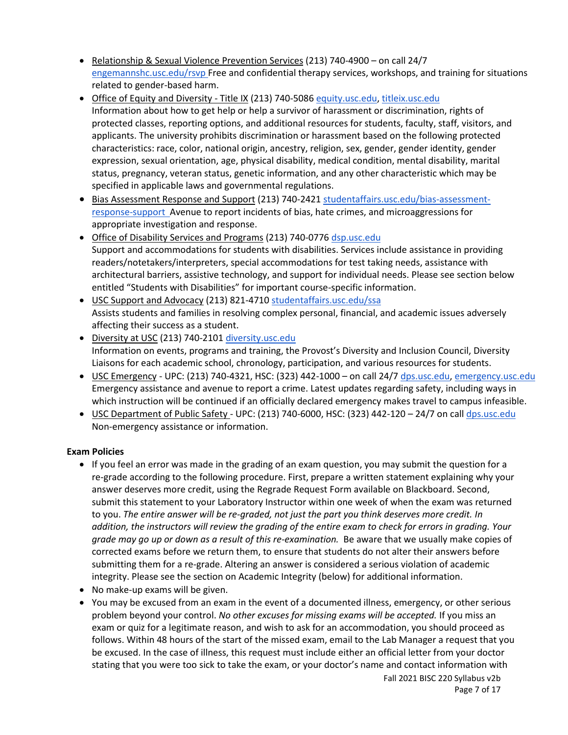- Relationship & Sexual Violence Prevention Services (213) 740-4900 – on call 24/7 engemannshc.usc.edu/rsvp Free and confidential therapy services, workshops, and training for situations related to gender-based harm.
- Office of Equity and Diversity - Title IX (213) 740-5086 equity.usc.edu, titleix.usc.edu Information about how to get help or help a survivor of harassment or discrimination, rights of protected classes, reporting options, and additional resources for students, faculty, staff, visitors, and applicants. The university prohibits discrimination or harassment based on the following protected characteristics: race, color, national origin, ancestry, religion, sex, gender, gender identity, gender expression, sexual orientation, age, physical disability, medical condition, mental disability, marital status, pregnancy, veteran status, genetic information, and any other characteristic which may be specified in applicable laws and governmental regulations.
- Bias Assessment Response and Support (213) 740-2421 studentaffairs.usc.edu/bias-assessment-response-support Avenue to report incidents of bias, hate crimes, and microaggressions for appropriate investigation and response.
- Office of Disability Services and Programs (213) 740-0776 dsp.usc.edu Support and accommodations for students with disabilities. Services include assistance in providing readers/notetakers/interpreters, special accommodations for test taking needs, assistance with architectural barriers, assistive technology, and support for individual needs. Please see section below entitled "Students with Disabilities" for important course-specific information.
- USC Support and Advocacy (213) 821-4710 studentaffairs.usc.edu/ssa Assists students and families in resolving complex personal, financial, and academic issues adversely affecting their success as a student.
- Diversity at USC (213) 740-2101 diversity.usc.edu Information on events, programs and training, the Provost's Diversity and Inclusion Council, Diversity Liaisons for each academic school, chronology, participation, and various resources for students.
- USC Emergency - UPC: (213) 740-4321, HSC: (323) 442-1000 – on call 24/7 dps.usc.edu, emergency.usc.edu Emergency assistance and avenue to report a crime. Latest updates regarding safety, including ways in which instruction will be continued if an officially declared emergency makes travel to campus infeasible.
- USC Department of Public Safety - UPC: (213) 740-6000, HSC: (323) 442-120 – 24/7 on call dps.usc.edu Non-emergency assistance or information.

**Exam Policies**

- If you feel an error was made in the grading of an exam question, you may submit the question for a re-grade according to the following procedure. First, prepare a written statement explaining why your answer deserves more credit, using the Regrade Request Form available on Blackboard. Second, submit this statement to your Laboratory Instructor within one week of when the exam was returned to you. *The entire answer will be re-graded, not just the part you think deserves more credit. In addition, the instructors will review the grading of the entire exam to check for errors in grading. Your grade may go up or down as a result of this re-examination.* Be aware that we usually make copies of corrected exams before we return them, to ensure that students do not alter their answers before submitting them for a re-grade. Altering an answer is considered a serious violation of academic integrity. Please see the section on Academic Integrity (below) for additional information.
- No make-up exams will be given.
- You may be excused from an exam in the event of a documented illness, emergency, or other serious problem beyond your control. *No other excuses for missing exams will be accepted.* If you miss an exam or quiz for a legitimate reason, and wish to ask for an accommodation, you should proceed as follows. Within 48 hours of the start of the missed exam, email to the Lab Manager a request that you be excused. In the case of illness, this request must include either an official letter from your doctor stating that you were too sick to take the exam, or your doctor's name and contact information with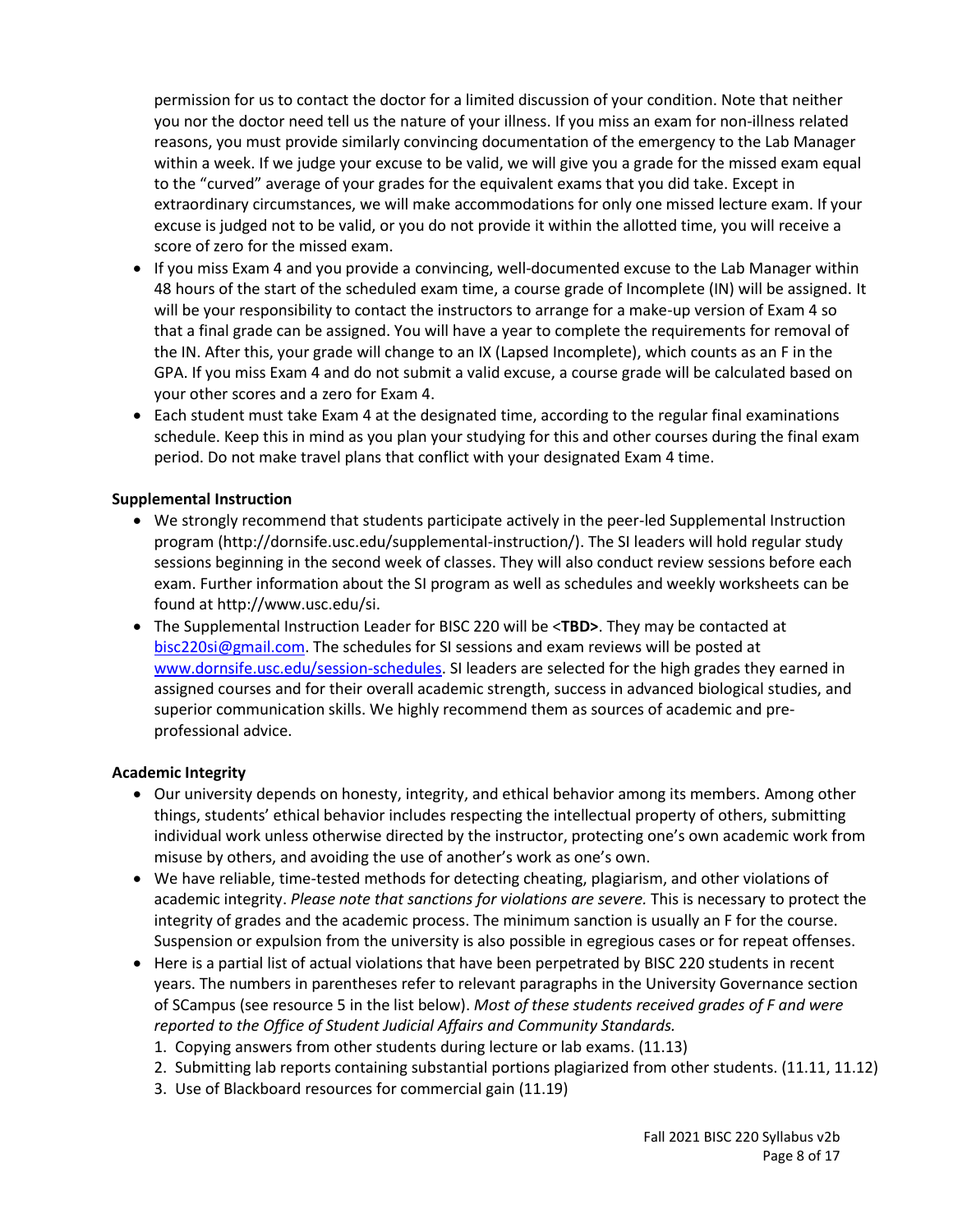permission for us to contact the doctor for a limited discussion of your condition. Note that neither you nor the doctor need tell us the nature of your illness. If you miss an exam for non-illness related reasons, you must provide similarly convincing documentation of the emergency to the Lab Manager within a week. If we judge your excuse to be valid, we will give you a grade for the missed exam equal to the "curved" average of your grades for the equivalent exams that you did take. Except in extraordinary circumstances, we will make accommodations for only one missed lecture exam. If your excuse is judged not to be valid, or you do not provide it within the allotted time, you will receive a score of zero for the missed exam.

- If you miss Exam 4 and you provide a convincing, well-documented excuse to the Lab Manager within 48 hours of the start of the scheduled exam time, a course grade of Incomplete (IN) will be assigned. It will be your responsibility to contact the instructors to arrange for a make-up version of Exam 4 so that a final grade can be assigned. You will have a year to complete the requirements for removal of the IN. After this, your grade will change to an IX (Lapsed Incomplete), which counts as an F in the GPA. If you miss Exam 4 and do not submit a valid excuse, a course grade will be calculated based on your other scores and a zero for Exam 4.
- Each student must take Exam 4 at the designated time, according to the regular final examinations schedule. Keep this in mind as you plan your studying for this and other courses during the final exam period. Do not make travel plans that conflict with your designated Exam 4 time.

**Supplemental Instruction**

- We strongly recommend that students participate actively in the peer-led Supplemental Instruction program (http://dornsife.usc.edu/supplemental-instruction/). The SI leaders will hold regular study sessions beginning in the second week of classes. They will also conduct review sessions before each exam. Further information about the SI program as well as schedules and weekly worksheets can be found at http://www.usc.edu/si.
- The Supplemental Instruction Leader for BISC 220 will be <**TBD>**. They may be contacted at [bisc220si@gmail.com](mailto:bisc220si@gmail.com). The schedules for SI sessions and exam reviews will be posted at [www.dornsife.usc.edu/session-schedules](http://www.dornsife.usc.edu/session-schedules). SI leaders are selected for the high grades they earned in assigned courses and for their overall academic strength, success in advanced biological studies, and superior communication skills. We highly recommend them as sources of academic and pre-professional advice.

**Academic Integrity**

- Our university depends on honesty, integrity, and ethical behavior among its members. Among other things, students' ethical behavior includes respecting the intellectual property of others, submitting individual work unless otherwise directed by the instructor, protecting one's own academic work from misuse by others, and avoiding the use of another's work as one's own.
- We have reliable, time-tested methods for detecting cheating, plagiarism, and other violations of academic integrity. *Please note that sanctions for violations are severe.* This is necessary to protect the integrity of grades and the academic process. The minimum sanction is usually an F for the course. Suspension or expulsion from the university is also possible in egregious cases or for repeat offenses.
- Here is a partial list of actual violations that have been perpetrated by BISC 220 students in recent years. The numbers in parentheses refer to relevant paragraphs in the University Governance section of SCampus (see resource 5 in the list below). *Most of these students received grades of F and were reported to the Office of Student Judicial Affairs and Community Standards.*
  1. Copying answers from other students during lecture or lab exams. (11.13)
  2. Submitting lab reports containing substantial portions plagiarized from other students. (11.11, 11.12)
  3. Use of Blackboard resources for commercial gain (11.19)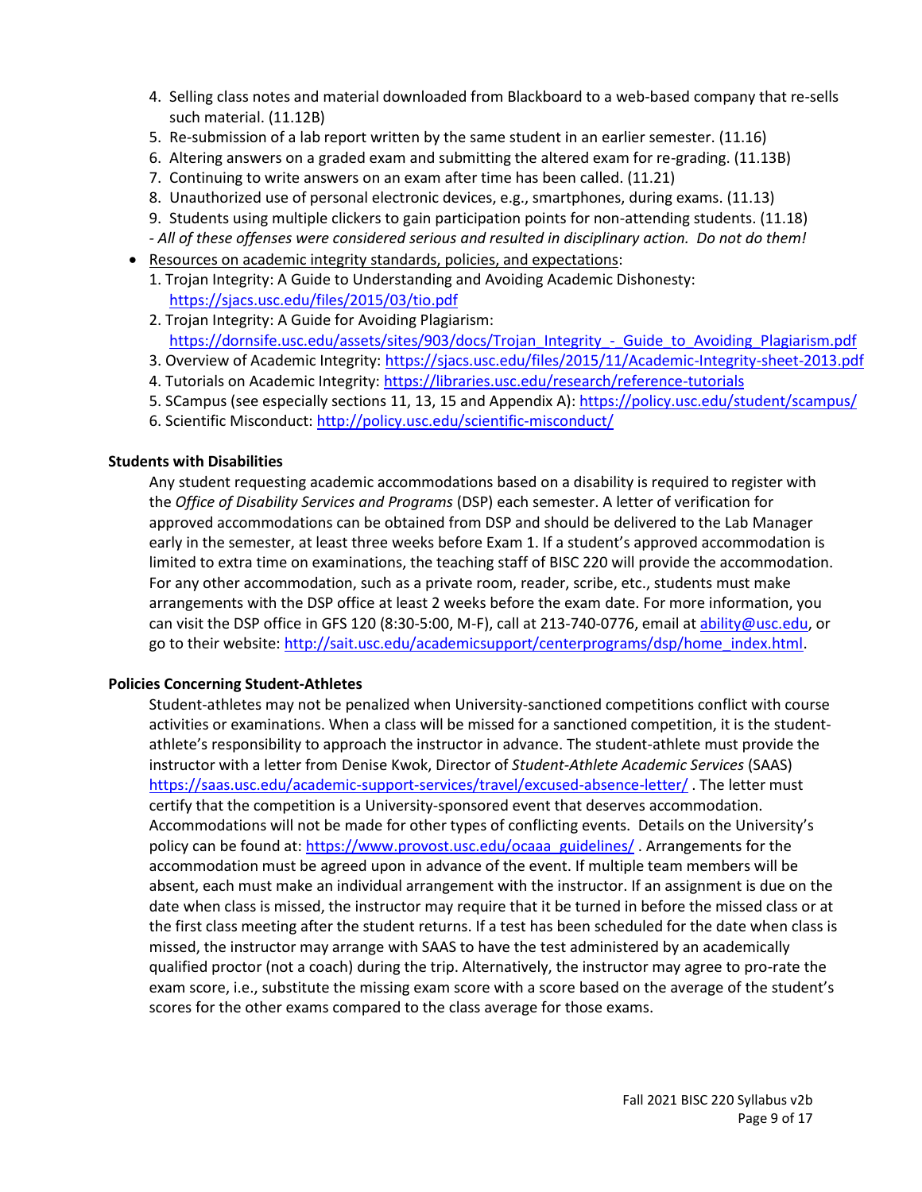4. Selling class notes and material downloaded from Blackboard to a web-based company that re-sells such material. (11.12B)
5. Re-submission of a lab report written by the same student in an earlier semester. (11.16)
6. Altering answers on a graded exam and submitting the altered exam for re-grading. (11.13B)
7. Continuing to write answers on an exam after time has been called. (11.21)
8. Unauthorized use of personal electronic devices, e.g., smartphones, during exams. (11.13)
9. Students using multiple clickers to gain participation points for non-attending students. (11.18)

- *All of these offenses were considered serious and resulted in disciplinary action. Do not do them!*

- Resources on academic integrity standards, policies, and expectations:
  1. Trojan Integrity: A Guide to Understanding and Avoiding Academic Dishonesty: https://sjacs.usc.edu/files/2015/03/tio.pdf
  2. Trojan Integrity: A Guide for Avoiding Plagiarism: https://dornsife.usc.edu/assets/sites/903/docs/Trojan_Integrity_-_Guide_to_Avoiding_Plagiarism.pdf
  3. Overview of Academic Integrity: https://sjacs.usc.edu/files/2015/11/Academic-Integrity-sheet-2013.pdf
  4. Tutorials on Academic Integrity: https://libraries.usc.edu/research/reference-tutorials
  5. SCampus (see especially sections 11, 13, 15 and Appendix A): https://policy.usc.edu/student/scampus/
  6. Scientific Misconduct: http://policy.usc.edu/scientific-misconduct/

**Students with Disabilities**

Any student requesting academic accommodations based on a disability is required to register with the *Office of Disability Services and Programs* (DSP) each semester. A letter of verification for approved accommodations can be obtained from DSP and should be delivered to the Lab Manager early in the semester, at least three weeks before Exam 1. If a student's approved accommodation is limited to extra time on examinations, the teaching staff of BISC 220 will provide the accommodation. For any other accommodation, such as a private room, reader, scribe, etc., students must make arrangements with the DSP office at least 2 weeks before the exam date. For more information, you can visit the DSP office in GFS 120 (8:30-5:00, M-F), call at 213-740-0776, email at ability@usc.edu, or go to their website: http://sait.usc.edu/academicsupport/centerprograms/dsp/home_index.html.

**Policies Concerning Student-Athletes**

Student-athletes may not be penalized when University-sanctioned competitions conflict with course activities or examinations. When a class will be missed for a sanctioned competition, it is the student-athlete's responsibility to approach the instructor in advance. The student-athlete must provide the instructor with a letter from Denise Kwok, Director of *Student-Athlete Academic Services* (SAAS) https://saas.usc.edu/academic-support-services/travel/excused-absence-letter/ . The letter must certify that the competition is a University-sponsored event that deserves accommodation. Accommodations will not be made for other types of conflicting events. Details on the University's policy can be found at: https://www.provost.usc.edu/ocaaa_guidelines/ . Arrangements for the accommodation must be agreed upon in advance of the event. If multiple team members will be absent, each must make an individual arrangement with the instructor. If an assignment is due on the date when class is missed, the instructor may require that it be turned in before the missed class or at the first class meeting after the student returns. If a test has been scheduled for the date when class is missed, the instructor may arrange with SAAS to have the test administered by an academically qualified proctor (not a coach) during the trip. Alternatively, the instructor may agree to pro-rate the exam score, i.e., substitute the missing exam score with a score based on the average of the student's scores for the other exams compared to the class average for those exams.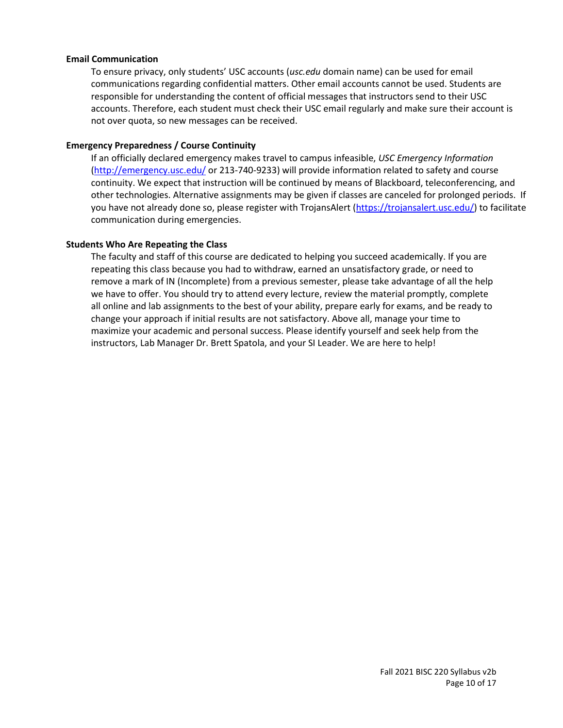### Email Communication

To ensure privacy, only students' USC accounts (*usc.edu* domain name) can be used for email communications regarding confidential matters. Other email accounts cannot be used. Students are responsible for understanding the content of official messages that instructors send to their USC accounts. Therefore, each student must check their USC email regularly and make sure their account is not over quota, so new messages can be received.

### Emergency Preparedness / Course Continuity

If an officially declared emergency makes travel to campus infeasible, *USC Emergency Information* (http://emergency.usc.edu/ or 213-740-9233) will provide information related to safety and course continuity. We expect that instruction will be continued by means of Blackboard, teleconferencing, and other technologies. Alternative assignments may be given if classes are canceled for prolonged periods. If you have not already done so, please register with TrojansAlert (https://trojansalert.usc.edu/) to facilitate communication during emergencies.

### Students Who Are Repeating the Class

The faculty and staff of this course are dedicated to helping you succeed academically. If you are repeating this class because you had to withdraw, earned an unsatisfactory grade, or need to remove a mark of IN (Incomplete) from a previous semester, please take advantage of all the help we have to offer. You should try to attend every lecture, review the material promptly, complete all online and lab assignments to the best of your ability, prepare early for exams, and be ready to change your approach if initial results are not satisfactory. Above all, manage your time to maximize your academic and personal success. Please identify yourself and seek help from the instructors, Lab Manager Dr. Brett Spatola, and your SI Leader. We are here to help!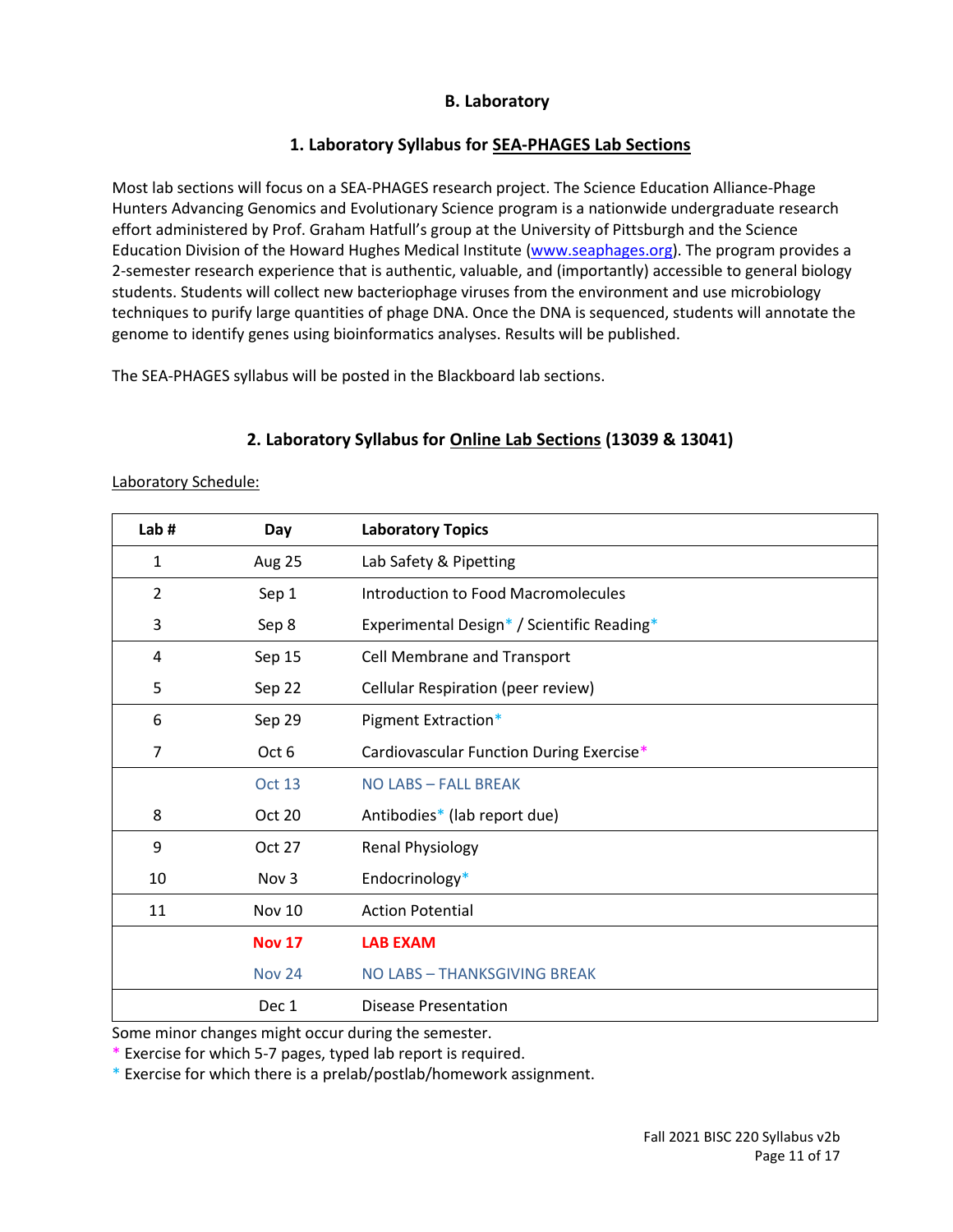## B. Laboratory

### 1. Laboratory Syllabus for SEA-PHAGES Lab Sections

Most lab sections will focus on a SEA-PHAGES research project. The Science Education Alliance-Phage Hunters Advancing Genomics and Evolutionary Science program is a nationwide undergraduate research effort administered by Prof. Graham Hatfull's group at the University of Pittsburgh and the Science Education Division of the Howard Hughes Medical Institute (www.seaphages.org). The program provides a 2-semester research experience that is authentic, valuable, and (importantly) accessible to general biology students. Students will collect new bacteriophage viruses from the environment and use microbiology techniques to purify large quantities of phage DNA. Once the DNA is sequenced, students will annotate the genome to identify genes using bioinformatics analyses. Results will be published.

The SEA-PHAGES syllabus will be posted in the Blackboard lab sections.

### 2. Laboratory Syllabus for Online Lab Sections (13039 & 13041)

Laboratory Schedule:

| Lab # | Day | Laboratory Topics |
|---|---|---|
| 1 | Aug 25 | Lab Safety & Pipetting |
| 2 | Sep 1 | Introduction to Food Macromolecules |
| 3 | Sep 8 | Experimental Design* / Scientific Reading* |
| 4 | Sep 15 | Cell Membrane and Transport |
| 5 | Sep 22 | Cellular Respiration (peer review) |
| 6 | Sep 29 | Pigment Extraction* |
| 7 | Oct 6 | Cardiovascular Function During Exercise* |
| | Oct 13 | NO LABS – FALL BREAK |
| 8 | Oct 20 | Antibodies* (lab report due) |
| 9 | Oct 27 | Renal Physiology |
| 10 | Nov 3 | Endocrinology* |
| 11 | Nov 10 | Action Potential |
| | **Nov 17** | **LAB EXAM** |
| | Nov 24 | NO LABS – THANKSGIVING BREAK |
| | Dec 1 | Disease Presentation |

Some minor changes might occur during the semester.
* Exercise for which 5-7 pages, typed lab report is required.
* Exercise for which there is a prelab/postlab/homework assignment.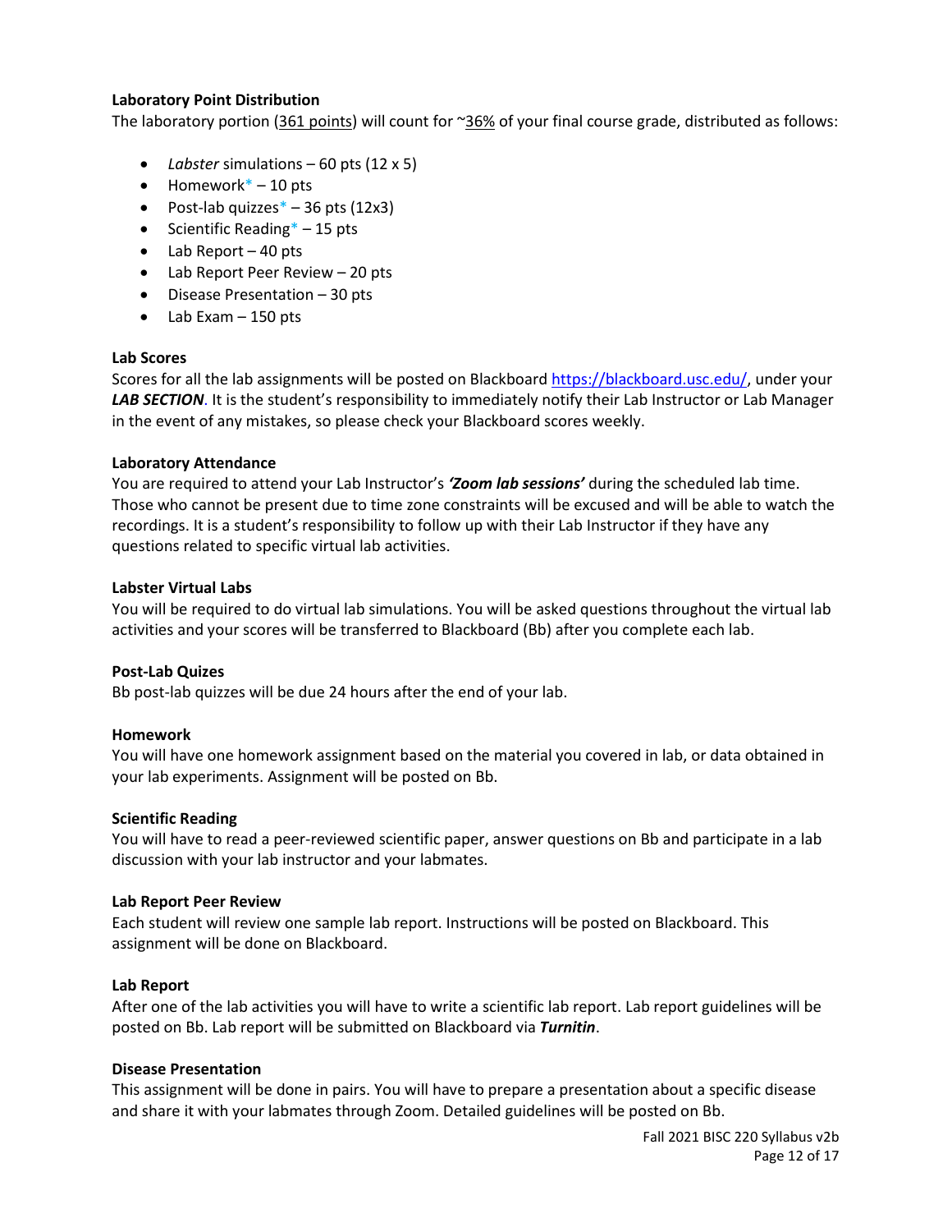**Laboratory Point Distribution**

The laboratory portion (361 points) will count for ~36% of your final course grade, distributed as follows:

- *Labster* simulations – 60 pts (12 x 5)
- Homework* – 10 pts
- Post-lab quizzes* – 36 pts (12x3)
- Scientific Reading* – 15 pts
- Lab Report – 40 pts
- Lab Report Peer Review – 20 pts
- Disease Presentation – 30 pts
- Lab Exam – 150 pts

**Lab Scores**

Scores for all the lab assignments will be posted on Blackboard https://blackboard.usc.edu/, under your ***LAB SECTION***. It is the student's responsibility to immediately notify their Lab Instructor or Lab Manager in the event of any mistakes, so please check your Blackboard scores weekly.

**Laboratory Attendance**

You are required to attend your Lab Instructor's ***'Zoom lab sessions'*** during the scheduled lab time. Those who cannot be present due to time zone constraints will be excused and will be able to watch the recordings. It is a student's responsibility to follow up with their Lab Instructor if they have any questions related to specific virtual lab activities.

**Labster Virtual Labs**

You will be required to do virtual lab simulations. You will be asked questions throughout the virtual lab activities and your scores will be transferred to Blackboard (Bb) after you complete each lab.

**Post-Lab Quizes**

Bb post-lab quizzes will be due 24 hours after the end of your lab.

**Homework**

You will have one homework assignment based on the material you covered in lab, or data obtained in your lab experiments. Assignment will be posted on Bb.

**Scientific Reading**

You will have to read a peer-reviewed scientific paper, answer questions on Bb and participate in a lab discussion with your lab instructor and your labmates.

**Lab Report Peer Review**

Each student will review one sample lab report. Instructions will be posted on Blackboard. This assignment will be done on Blackboard.

**Lab Report**

After one of the lab activities you will have to write a scientific lab report. Lab report guidelines will be posted on Bb. Lab report will be submitted on Blackboard via ***Turnitin***.

**Disease Presentation**

This assignment will be done in pairs. You will have to prepare a presentation about a specific disease and share it with your labmates through Zoom. Detailed guidelines will be posted on Bb.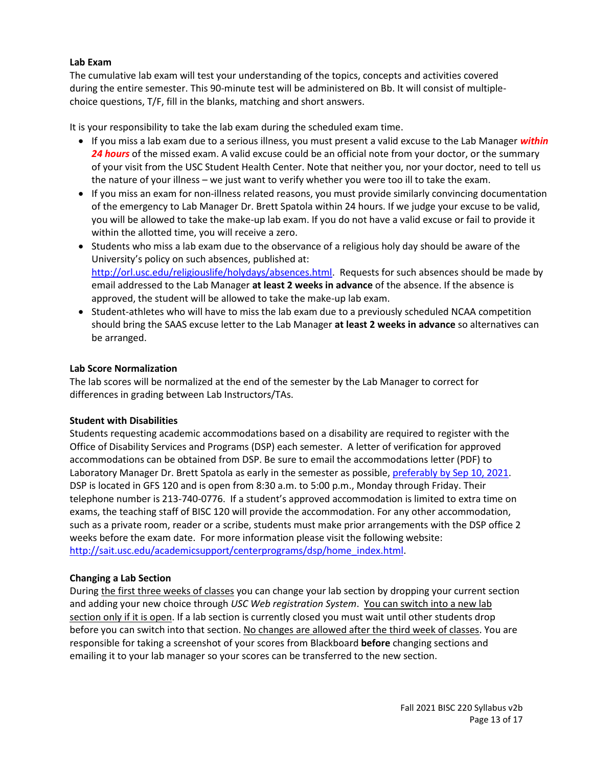**Lab Exam**

The cumulative lab exam will test your understanding of the topics, concepts and activities covered during the entire semester. This 90-minute test will be administered on Bb. It will consist of multiple-choice questions, T/F, fill in the blanks, matching and short answers.

It is your responsibility to take the lab exam during the scheduled exam time.

- If you miss a lab exam due to a serious illness, you must present a valid excuse to the Lab Manager ***within 24 hours*** of the missed exam. A valid excuse could be an official note from your doctor, or the summary of your visit from the USC Student Health Center. Note that neither you, nor your doctor, need to tell us the nature of your illness – we just want to verify whether you were too ill to take the exam.
- If you miss an exam for non-illness related reasons, you must provide similarly convincing documentation of the emergency to Lab Manager Dr. Brett Spatola within 24 hours. If we judge your excuse to be valid, you will be allowed to take the make-up lab exam. If you do not have a valid excuse or fail to provide it within the allotted time, you will receive a zero.
- Students who miss a lab exam due to the observance of a religious holy day should be aware of the University's policy on such absences, published at: http://orl.usc.edu/religiouslife/holydays/absences.html. Requests for such absences should be made by email addressed to the Lab Manager **at least 2 weeks in advance** of the absence. If the absence is approved, the student will be allowed to take the make-up lab exam.
- Student-athletes who will have to miss the lab exam due to a previously scheduled NCAA competition should bring the SAAS excuse letter to the Lab Manager **at least 2 weeks in advance** so alternatives can be arranged.

**Lab Score Normalization**

The lab scores will be normalized at the end of the semester by the Lab Manager to correct for differences in grading between Lab Instructors/TAs.

**Student with Disabilities**

Students requesting academic accommodations based on a disability are required to register with the Office of Disability Services and Programs (DSP) each semester. A letter of verification for approved accommodations can be obtained from DSP. Be sure to email the accommodations letter (PDF) to Laboratory Manager Dr. Brett Spatola as early in the semester as possible, preferably by Sep 10, 2021. DSP is located in GFS 120 and is open from 8:30 a.m. to 5:00 p.m., Monday through Friday. Their telephone number is 213-740-0776. If a student's approved accommodation is limited to extra time on exams, the teaching staff of BISC 120 will provide the accommodation. For any other accommodation, such as a private room, reader or a scribe, students must make prior arrangements with the DSP office 2 weeks before the exam date. For more information please visit the following website: http://sait.usc.edu/academicsupport/centerprograms/dsp/home_index.html.

**Changing a Lab Section**

During the first three weeks of classes you can change your lab section by dropping your current section and adding your new choice through *USC Web registration System*. You can switch into a new lab section only if it is open. If a lab section is currently closed you must wait until other students drop before you can switch into that section. No changes are allowed after the third week of classes. You are responsible for taking a screenshot of your scores from Blackboard **before** changing sections and emailing it to your lab manager so your scores can be transferred to the new section.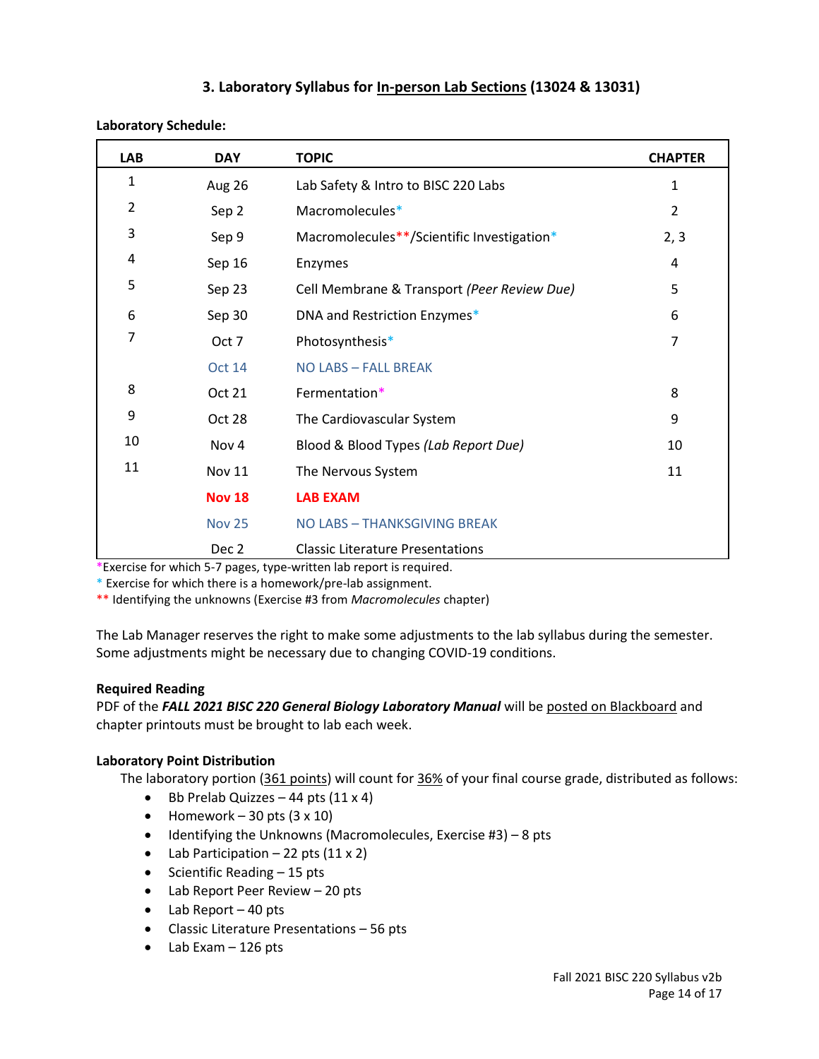## 3. Laboratory Syllabus for In-person Lab Sections (13024 & 13031)

**Laboratory Schedule:**

| LAB | DAY | TOPIC | CHAPTER |
|---|---|---|---|
| 1 | Aug 26 | Lab Safety & Intro to BISC 220 Labs | 1 |
| 2 | Sep 2 | Macromolecules* | 2 |
| 3 | Sep 9 | Macromolecules**/Scientific Investigation* | 2, 3 |
| 4 | Sep 16 | Enzymes | 4 |
| 5 | Sep 23 | Cell Membrane & Transport *(Peer Review Due)* | 5 |
| 6 | Sep 30 | DNA and Restriction Enzymes* | 6 |
| 7 | Oct 7 | Photosynthesis* | 7 |
| | Oct 14 | NO LABS – FALL BREAK | |
| 8 | Oct 21 | Fermentation* | 8 |
| 9 | Oct 28 | The Cardiovascular System | 9 |
| 10 | Nov 4 | Blood & Blood Types *(Lab Report Due)* | 10 |
| 11 | Nov 11 | The Nervous System | 11 |
| | **Nov 18** | **LAB EXAM** | |
| | Nov 25 | NO LABS – THANKSGIVING BREAK | |
| | Dec 2 | Classic Literature Presentations | |

*Exercise for which 5-7 pages, type-written lab report is required.
* Exercise for which there is a homework/pre-lab assignment.
** Identifying the unknowns (Exercise #3 from *Macromolecules* chapter)

The Lab Manager reserves the right to make some adjustments to the lab syllabus during the semester. Some adjustments might be necessary due to changing COVID-19 conditions.

**Required Reading**
PDF of the ***FALL 2021 BISC 220 General Biology Laboratory Manual*** will be posted on Blackboard and chapter printouts must be brought to lab each week.

**Laboratory Point Distribution**
The laboratory portion (361 points) will count for 36% of your final course grade, distributed as follows:

- Bb Prelab Quizzes – 44 pts (11 x 4)
- Homework – 30 pts (3 x 10)
- Identifying the Unknowns (Macromolecules, Exercise #3) – 8 pts
- Lab Participation – 22 pts (11 x 2)
- Scientific Reading – 15 pts
- Lab Report Peer Review – 20 pts
- Lab Report – 40 pts
- Classic Literature Presentations – 56 pts
- Lab Exam – 126 pts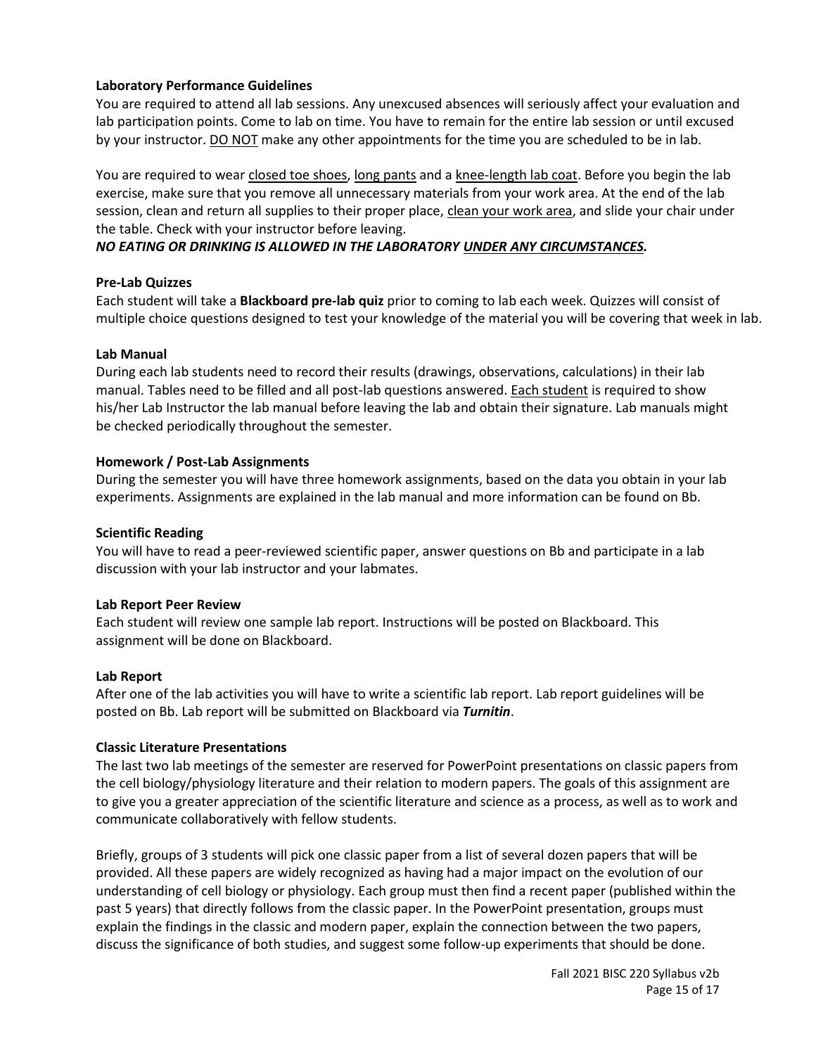**Laboratory Performance Guidelines**

You are required to attend all lab sessions. Any unexcused absences will seriously affect your evaluation and lab participation points. Come to lab on time. You have to remain for the entire lab session or until excused by your instructor. <u>DO NOT</u> make any other appointments for the time you are scheduled to be in lab.

You are required to wear <u>closed toe shoes</u>, <u>long pants</u> and a <u>knee-length lab coat</u>. Before you begin the lab exercise, make sure that you remove all unnecessary materials from your work area. At the end of the lab session, clean and return all supplies to their proper place, <u>clean your work area</u>, and slide your chair under the table. Check with your instructor before leaving.

***NO EATING OR DRINKING IS ALLOWED IN THE LABORATORY <u>UNDER ANY CIRCUMSTANCES</u>.***

**Pre-Lab Quizzes**

Each student will take a **Blackboard pre-lab quiz** prior to coming to lab each week. Quizzes will consist of multiple choice questions designed to test your knowledge of the material you will be covering that week in lab.

**Lab Manual**

During each lab students need to record their results (drawings, observations, calculations) in their lab manual. Tables need to be filled and all post-lab questions answered. <u>Each student</u> is required to show his/her Lab Instructor the lab manual before leaving the lab and obtain their signature. Lab manuals might be checked periodically throughout the semester.

**Homework / Post-Lab Assignments**

During the semester you will have three homework assignments, based on the data you obtain in your lab experiments. Assignments are explained in the lab manual and more information can be found on Bb.

**Scientific Reading**

You will have to read a peer-reviewed scientific paper, answer questions on Bb and participate in a lab discussion with your lab instructor and your labmates.

**Lab Report Peer Review**

Each student will review one sample lab report. Instructions will be posted on Blackboard. This assignment will be done on Blackboard.

**Lab Report**

After one of the lab activities you will have to write a scientific lab report. Lab report guidelines will be posted on Bb. Lab report will be submitted on Blackboard via ***Turnitin***.

**Classic Literature Presentations**

The last two lab meetings of the semester are reserved for PowerPoint presentations on classic papers from the cell biology/physiology literature and their relation to modern papers. The goals of this assignment are to give you a greater appreciation of the scientific literature and science as a process, as well as to work and communicate collaboratively with fellow students.

Briefly, groups of 3 students will pick one classic paper from a list of several dozen papers that will be provided. All these papers are widely recognized as having had a major impact on the evolution of our understanding of cell biology or physiology. Each group must then find a recent paper (published within the past 5 years) that directly follows from the classic paper. In the PowerPoint presentation, groups must explain the findings in the classic and modern paper, explain the connection between the two papers, discuss the significance of both studies, and suggest some follow-up experiments that should be done.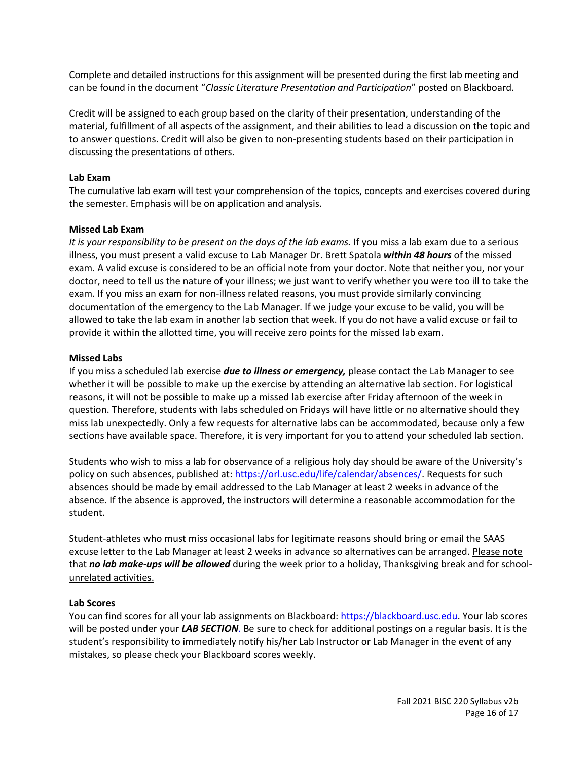Complete and detailed instructions for this assignment will be presented during the first lab meeting and can be found in the document "*Classic Literature Presentation and Participation*" posted on Blackboard.

Credit will be assigned to each group based on the clarity of their presentation, understanding of the material, fulfillment of all aspects of the assignment, and their abilities to lead a discussion on the topic and to answer questions. Credit will also be given to non-presenting students based on their participation in discussing the presentations of others.

**Lab Exam**

The cumulative lab exam will test your comprehension of the topics, concepts and exercises covered during the semester. Emphasis will be on application and analysis.

**Missed Lab Exam**

*It is your responsibility to be present on the days of the lab exams.* If you miss a lab exam due to a serious illness, you must present a valid excuse to Lab Manager Dr. Brett Spatola ***within 48 hours*** of the missed exam. A valid excuse is considered to be an official note from your doctor. Note that neither you, nor your doctor, need to tell us the nature of your illness; we just want to verify whether you were too ill to take the exam. If you miss an exam for non-illness related reasons, you must provide similarly convincing documentation of the emergency to the Lab Manager. If we judge your excuse to be valid, you will be allowed to take the lab exam in another lab section that week. If you do not have a valid excuse or fail to provide it within the allotted time, you will receive zero points for the missed lab exam.

**Missed Labs**

If you miss a scheduled lab exercise ***due to illness or emergency,*** please contact the Lab Manager to see whether it will be possible to make up the exercise by attending an alternative lab section. For logistical reasons, it will not be possible to make up a missed lab exercise after Friday afternoon of the week in question. Therefore, students with labs scheduled on Fridays will have little or no alternative should they miss lab unexpectedly. Only a few requests for alternative labs can be accommodated, because only a few sections have available space. Therefore, it is very important for you to attend your scheduled lab section.

Students who wish to miss a lab for observance of a religious holy day should be aware of the University's policy on such absences, published at: https://orl.usc.edu/life/calendar/absences/. Requests for such absences should be made by email addressed to the Lab Manager at least 2 weeks in advance of the absence. If the absence is approved, the instructors will determine a reasonable accommodation for the student.

Student-athletes who must miss occasional labs for legitimate reasons should bring or email the SAAS excuse letter to the Lab Manager at least 2 weeks in advance so alternatives can be arranged. Please note that ***no lab make-ups will be allowed*** during the week prior to a holiday, Thanksgiving break and for school-unrelated activities.

**Lab Scores**

You can find scores for all your lab assignments on Blackboard: https://blackboard.usc.edu. Your lab scores will be posted under your ***LAB SECTION***. Be sure to check for additional postings on a regular basis. It is the student's responsibility to immediately notify his/her Lab Instructor or Lab Manager in the event of any mistakes, so please check your Blackboard scores weekly.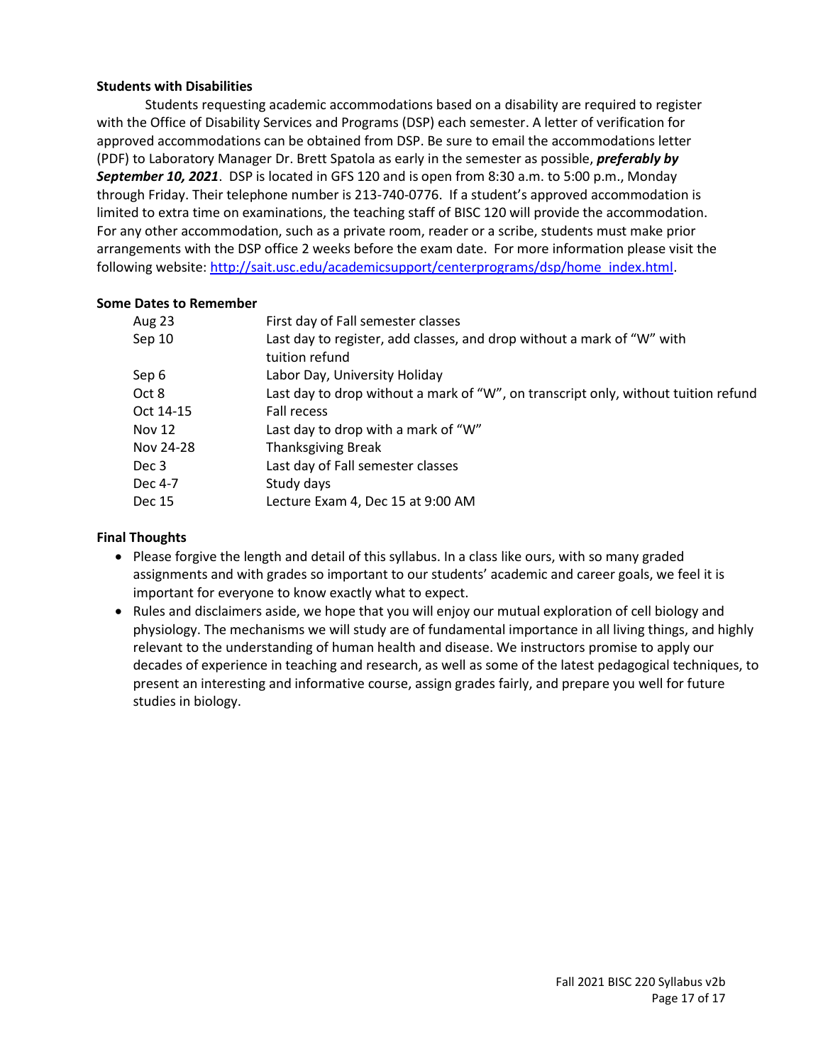**Students with Disabilities**

Students requesting academic accommodations based on a disability are required to register with the Office of Disability Services and Programs (DSP) each semester. A letter of verification for approved accommodations can be obtained from DSP. Be sure to email the accommodations letter (PDF) to Laboratory Manager Dr. Brett Spatola as early in the semester as possible, ***preferably by September 10, 2021***. DSP is located in GFS 120 and is open from 8:30 a.m. to 5:00 p.m., Monday through Friday. Their telephone number is 213-740-0776. If a student's approved accommodation is limited to extra time on examinations, the teaching staff of BISC 120 will provide the accommodation. For any other accommodation, such as a private room, reader or a scribe, students must make prior arrangements with the DSP office 2 weeks before the exam date. For more information please visit the following website: [http://sait.usc.edu/academicsupport/centerprograms/dsp/home_index.html](http://sait.usc.edu/academicsupport/centerprograms/dsp/home_index.html).

**Some Dates to Remember**

| | |
|---|---|
| Aug 23 | First day of Fall semester classes |
| Sep 10 | Last day to register, add classes, and drop without a mark of "W" with tuition refund |
| Sep 6 | Labor Day, University Holiday |
| Oct 8 | Last day to drop without a mark of "W", on transcript only, without tuition refund |
| Oct 14-15 | Fall recess |
| Nov 12 | Last day to drop with a mark of "W" |
| Nov 24-28 | Thanksgiving Break |
| Dec 3 | Last day of Fall semester classes |
| Dec 4-7 | Study days |
| Dec 15 | Lecture Exam 4, Dec 15 at 9:00 AM |

**Final Thoughts**

- Please forgive the length and detail of this syllabus. In a class like ours, with so many graded assignments and with grades so important to our students' academic and career goals, we feel it is important for everyone to know exactly what to expect.
- Rules and disclaimers aside, we hope that you will enjoy our mutual exploration of cell biology and physiology. The mechanisms we will study are of fundamental importance in all living things, and highly relevant to the understanding of human health and disease. We instructors promise to apply our decades of experience in teaching and research, as well as some of the latest pedagogical techniques, to present an interesting and informative course, assign grades fairly, and prepare you well for future studies in biology.